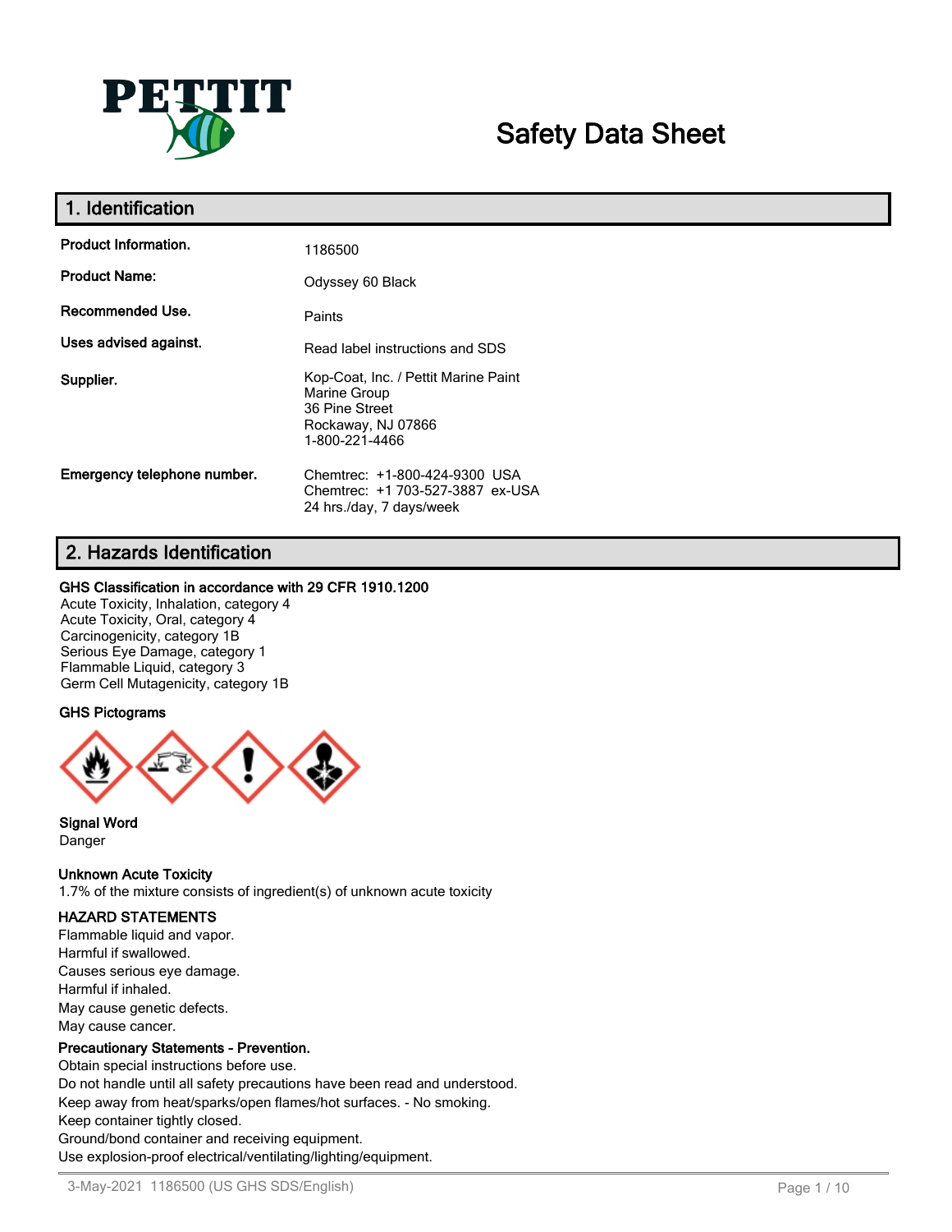# Safety Data Sheet

## 1. Identification

| | |
|---|---|
| **Product Information.** | 1186500 |
| **Product Name:** | Odyssey 60 Black |
| **Recommended Use.** | Paints |
| **Uses advised against.** | Read label instructions and SDS |
| **Supplier.** | Kop-Coat, Inc. / Pettit Marine Paint<br>Marine Group<br>36 Pine Street<br>Rockaway, NJ 07866<br>1-800-221-4466 |
| **Emergency telephone number.** | Chemtrec: +1-800-424-9300 USA<br>Chemtrec: +1 703-527-3887 ex-USA<br>24 hrs./day, 7 days/week |

## 2. Hazards Identification

**GHS Classification in accordance with 29 CFR 1910.1200**

Acute Toxicity, Inhalation, category 4
Acute Toxicity, Oral, category 4
Carcinogenicity, category 1B
Serious Eye Damage, category 1
Flammable Liquid, category 3
Germ Cell Mutagenicity, category 1B

**GHS Pictograms**

**Signal Word**

Danger

**Unknown Acute Toxicity**

1.7% of the mixture consists of ingredient(s) of unknown acute toxicity

**HAZARD STATEMENTS**

Flammable liquid and vapor.
Harmful if swallowed.
Causes serious eye damage.
Harmful if inhaled.
May cause genetic defects.
May cause cancer.

**Precautionary Statements - Prevention.**

Obtain special instructions before use.
Do not handle until all safety precautions have been read and understood.
Keep away from heat/sparks/open flames/hot surfaces. - No smoking.
Keep container tightly closed.
Ground/bond container and receiving equipment.
Use explosion-proof electrical/ventilating/lighting/equipment.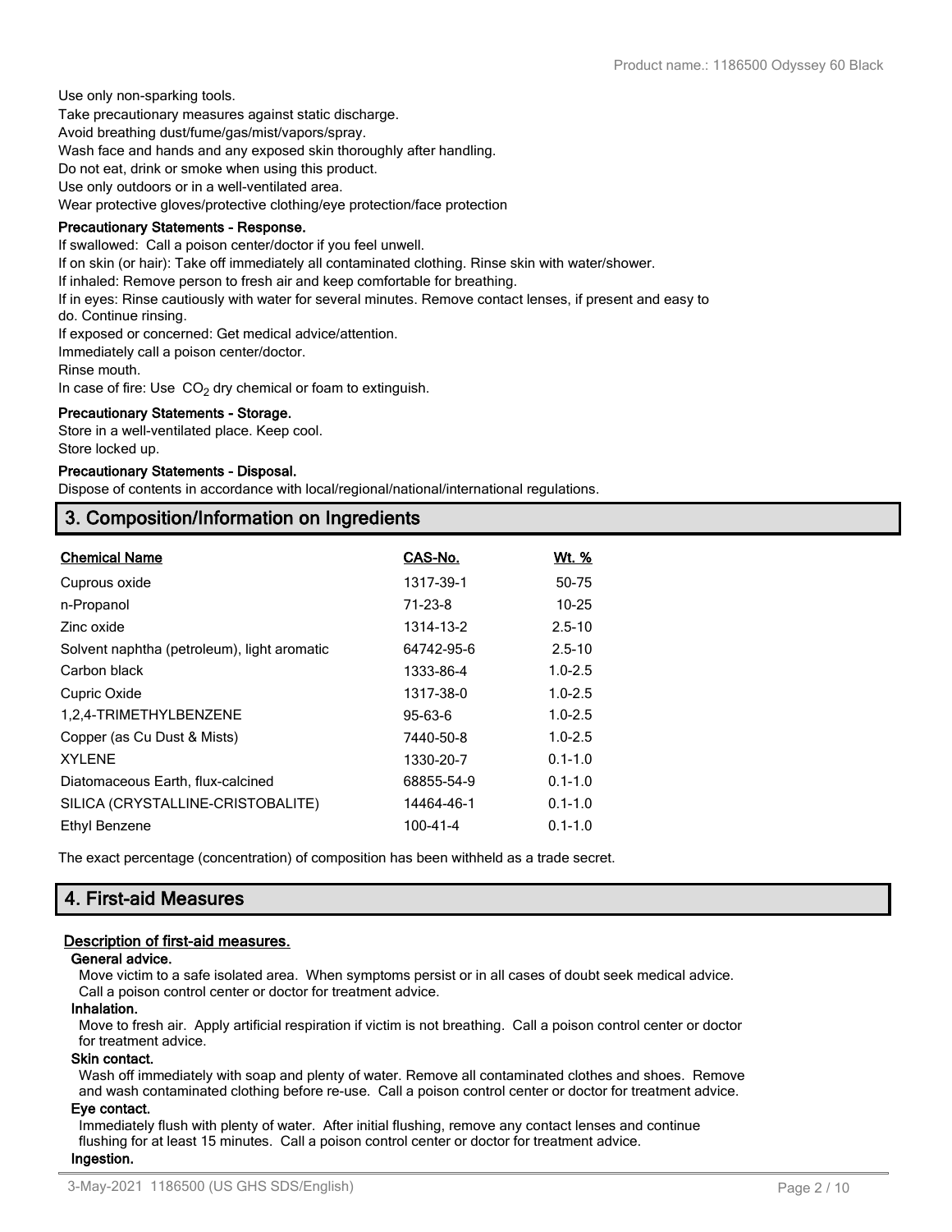Use only non-sparking tools.
Take precautionary measures against static discharge.
Avoid breathing dust/fume/gas/mist/vapors/spray.
Wash face and hands and any exposed skin thoroughly after handling.
Do not eat, drink or smoke when using this product.
Use only outdoors or in a well-ventilated area.
Wear protective gloves/protective clothing/eye protection/face protection

**Precautionary Statements - Response.**

If swallowed: Call a poison center/doctor if you feel unwell.
If on skin (or hair): Take off immediately all contaminated clothing. Rinse skin with water/shower.
If inhaled: Remove person to fresh air and keep comfortable for breathing.
If in eyes: Rinse cautiously with water for several minutes. Remove contact lenses, if present and easy to do. Continue rinsing.
If exposed or concerned: Get medical advice/attention.
Immediately call a poison center/doctor.
Rinse mouth.
In case of fire: Use $CO_2$ dry chemical or foam to extinguish.

**Precautionary Statements - Storage.**

Store in a well-ventilated place. Keep cool.
Store locked up.

**Precautionary Statements - Disposal.**

Dispose of contents in accordance with local/regional/national/international regulations.

## 3. Composition/Information on Ingredients

| Chemical Name | CAS-No. | Wt. % |
|---|---|---|
| Cuprous oxide | 1317-39-1 | 50-75 |
| n-Propanol | 71-23-8 | 10-25 |
| Zinc oxide | 1314-13-2 | 2.5-10 |
| Solvent naphtha (petroleum), light aromatic | 64742-95-6 | 2.5-10 |
| Carbon black | 1333-86-4 | 1.0-2.5 |
| Cupric Oxide | 1317-38-0 | 1.0-2.5 |
| 1,2,4-TRIMETHYLBENZENE | 95-63-6 | 1.0-2.5 |
| Copper (as Cu Dust & Mists) | 7440-50-8 | 1.0-2.5 |
| XYLENE | 1330-20-7 | 0.1-1.0 |
| Diatomaceous Earth, flux-calcined | 68855-54-9 | 0.1-1.0 |
| SILICA (CRYSTALLINE-CRISTOBALITE) | 14464-46-1 | 0.1-1.0 |
| Ethyl Benzene | 100-41-4 | 0.1-1.0 |

The exact percentage (concentration) of composition has been withheld as a trade secret.

## 4. First-aid Measures

**Description of first-aid measures.**

**General advice.**

Move victim to a safe isolated area. When symptoms persist or in all cases of doubt seek medical advice. Call a poison control center or doctor for treatment advice.

**Inhalation.**

Move to fresh air. Apply artificial respiration if victim is not breathing. Call a poison control center or doctor for treatment advice.

**Skin contact.**

Wash off immediately with soap and plenty of water. Remove all contaminated clothes and shoes. Remove and wash contaminated clothing before re-use. Call a poison control center or doctor for treatment advice.

**Eye contact.**

Immediately flush with plenty of water. After initial flushing, remove any contact lenses and continue flushing for at least 15 minutes. Call a poison control center or doctor for treatment advice.

**Ingestion.**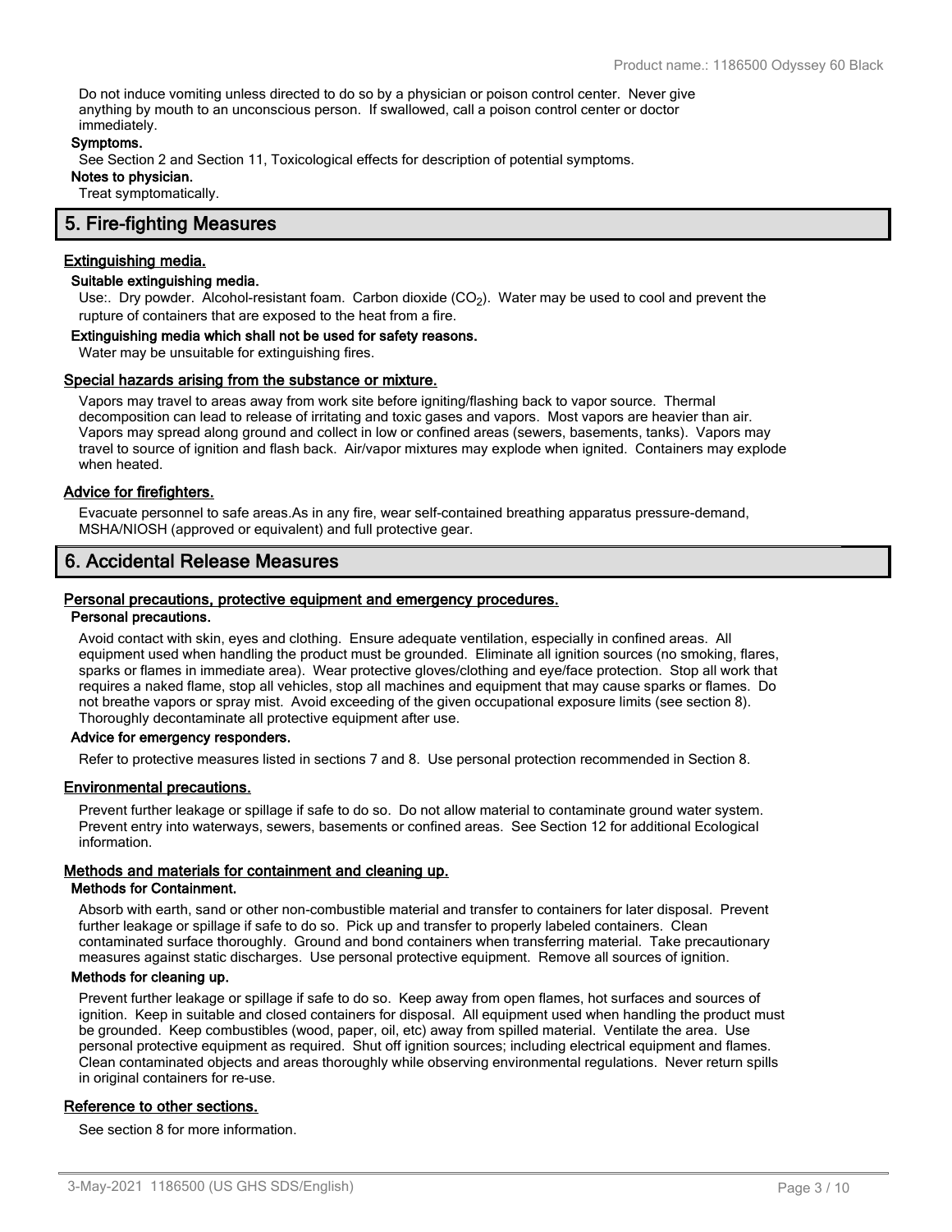Do not induce vomiting unless directed to do so by a physician or poison control center. Never give anything by mouth to an unconscious person. If swallowed, call a poison control center or doctor immediately.

**Symptoms.**

See Section 2 and Section 11, Toxicological effects for description of potential symptoms.

**Notes to physician.**

Treat symptomatically.

## 5. Fire-fighting Measures

### Extinguishing media.

**Suitable extinguishing media.**

Use:. Dry powder. Alcohol-resistant foam. Carbon dioxide ($CO_2$). Water may be used to cool and prevent the rupture of containers that are exposed to the heat from a fire.

**Extinguishing media which shall not be used for safety reasons.**

Water may be unsuitable for extinguishing fires.

### Special hazards arising from the substance or mixture.

Vapors may travel to areas away from work site before igniting/flashing back to vapor source. Thermal decomposition can lead to release of irritating and toxic gases and vapors. Most vapors are heavier than air. Vapors may spread along ground and collect in low or confined areas (sewers, basements, tanks). Vapors may travel to source of ignition and flash back. Air/vapor mixtures may explode when ignited. Containers may explode when heated.

### Advice for firefighters.

Evacuate personnel to safe areas.As in any fire, wear self-contained breathing apparatus pressure-demand, MSHA/NIOSH (approved or equivalent) and full protective gear.

## 6. Accidental Release Measures

### Personal precautions, protective equipment and emergency procedures.

**Personal precautions.**

Avoid contact with skin, eyes and clothing. Ensure adequate ventilation, especially in confined areas. All equipment used when handling the product must be grounded. Eliminate all ignition sources (no smoking, flares, sparks or flames in immediate area). Wear protective gloves/clothing and eye/face protection. Stop all work that requires a naked flame, stop all vehicles, stop all machines and equipment that may cause sparks or flames. Do not breathe vapors or spray mist. Avoid exceeding of the given occupational exposure limits (see section 8). Thoroughly decontaminate all protective equipment after use.

**Advice for emergency responders.**

Refer to protective measures listed in sections 7 and 8. Use personal protection recommended in Section 8.

### Environmental precautions.

Prevent further leakage or spillage if safe to do so. Do not allow material to contaminate ground water system. Prevent entry into waterways, sewers, basements or confined areas. See Section 12 for additional Ecological information.

### Methods and materials for containment and cleaning up.

**Methods for Containment.**

Absorb with earth, sand or other non-combustible material and transfer to containers for later disposal. Prevent further leakage or spillage if safe to do so. Pick up and transfer to properly labeled containers. Clean contaminated surface thoroughly. Ground and bond containers when transferring material. Take precautionary measures against static discharges. Use personal protective equipment. Remove all sources of ignition.

**Methods for cleaning up.**

Prevent further leakage or spillage if safe to do so. Keep away from open flames, hot surfaces and sources of ignition. Keep in suitable and closed containers for disposal. All equipment used when handling the product must be grounded. Keep combustibles (wood, paper, oil, etc) away from spilled material. Ventilate the area. Use personal protective equipment as required. Shut off ignition sources; including electrical equipment and flames. Clean contaminated objects and areas thoroughly while observing environmental regulations. Never return spills in original containers for re-use.

### Reference to other sections.

See section 8 for more information.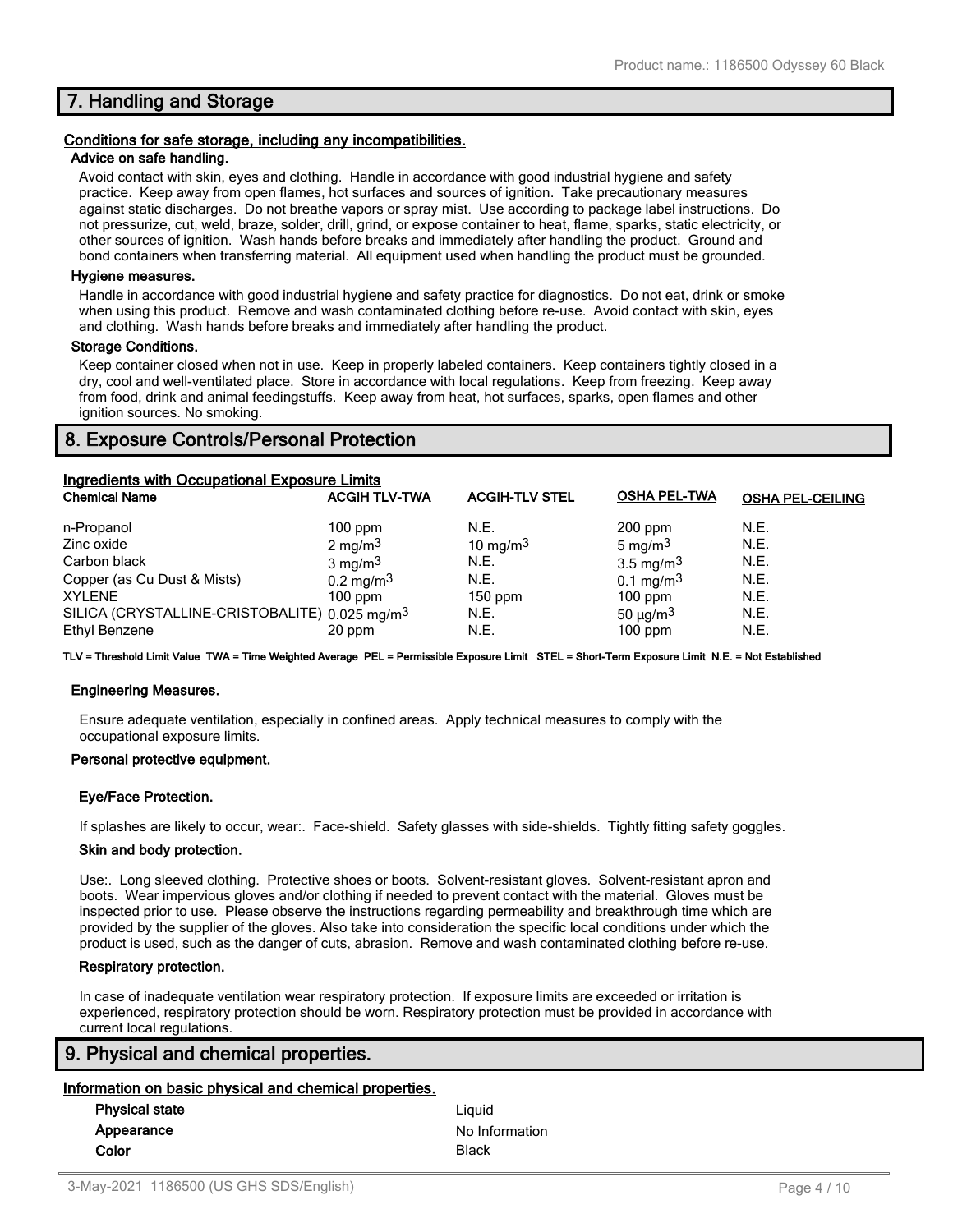## 7. Handling and Storage

**Conditions for safe storage, including any incompatibilities.**

**Advice on safe handling.**

Avoid contact with skin, eyes and clothing. Handle in accordance with good industrial hygiene and safety practice. Keep away from open flames, hot surfaces and sources of ignition. Take precautionary measures against static discharges. Do not breathe vapors or spray mist. Use according to package label instructions. Do not pressurize, cut, weld, braze, solder, drill, grind, or expose container to heat, flame, sparks, static electricity, or other sources of ignition. Wash hands before breaks and immediately after handling the product. Ground and bond containers when transferring material. All equipment used when handling the product must be grounded.

**Hygiene measures.**

Handle in accordance with good industrial hygiene and safety practice for diagnostics. Do not eat, drink or smoke when using this product. Remove and wash contaminated clothing before re-use. Avoid contact with skin, eyes and clothing. Wash hands before breaks and immediately after handling the product.

**Storage Conditions.**

Keep container closed when not in use. Keep in properly labeled containers. Keep containers tightly closed in a dry, cool and well-ventilated place. Store in accordance with local regulations. Keep from freezing. Keep away from food, drink and animal feedingstuffs. Keep away from heat, hot surfaces, sparks, open flames and other ignition sources. No smoking.

## 8. Exposure Controls/Personal Protection

**Ingredients with Occupational Exposure Limits**

| Chemical Name | ACGIH TLV-TWA | ACGIH-TLV STEL | OSHA PEL-TWA | OSHA PEL-CEILING |
|---|---|---|---|---|
| n-Propanol | 100 ppm | N.E. | 200 ppm | N.E. |
| Zinc oxide | 2 mg/m3 | 10 mg/m3 | 5 mg/m3 | N.E. |
| Carbon black | 3 mg/m3 | N.E. | 3.5 mg/m3 | N.E. |
| Copper (as Cu Dust & Mists) | 0.2 mg/m3 | N.E. | 0.1 mg/m3 | N.E. |
| XYLENE | 100 ppm | 150 ppm | 100 ppm | N.E. |
| SILICA (CRYSTALLINE-CRISTOBALITE) | 0.025 mg/m3 | N.E. | 50 µg/m3 | N.E. |
| Ethyl Benzene | 20 ppm | N.E. | 100 ppm | N.E. |

**TLV = Threshold Limit Value TWA = Time Weighted Average PEL = Permissible Exposure Limit STEL = Short-Term Exposure Limit N.E. = Not Established**

**Engineering Measures.**

Ensure adequate ventilation, especially in confined areas. Apply technical measures to comply with the occupational exposure limits.

**Personal protective equipment.**

**Eye/Face Protection.**

If splashes are likely to occur, wear:. Face-shield. Safety glasses with side-shields. Tightly fitting safety goggles.

**Skin and body protection.**

Use:. Long sleeved clothing. Protective shoes or boots. Solvent-resistant gloves. Solvent-resistant apron and boots. Wear impervious gloves and/or clothing if needed to prevent contact with the material. Gloves must be inspected prior to use. Please observe the instructions regarding permeability and breakthrough time which are provided by the supplier of the gloves. Also take into consideration the specific local conditions under which the product is used, such as the danger of cuts, abrasion. Remove and wash contaminated clothing before re-use.

**Respiratory protection.**

In case of inadequate ventilation wear respiratory protection. If exposure limits are exceeded or irritation is experienced, respiratory protection should be worn. Respiratory protection must be provided in accordance with current local regulations.

## 9. Physical and chemical properties.

**Information on basic physical and chemical properties.**

| | |
|---|---|
| **Physical state** | Liquid |
| **Appearance** | No Information |
| **Color** | Black |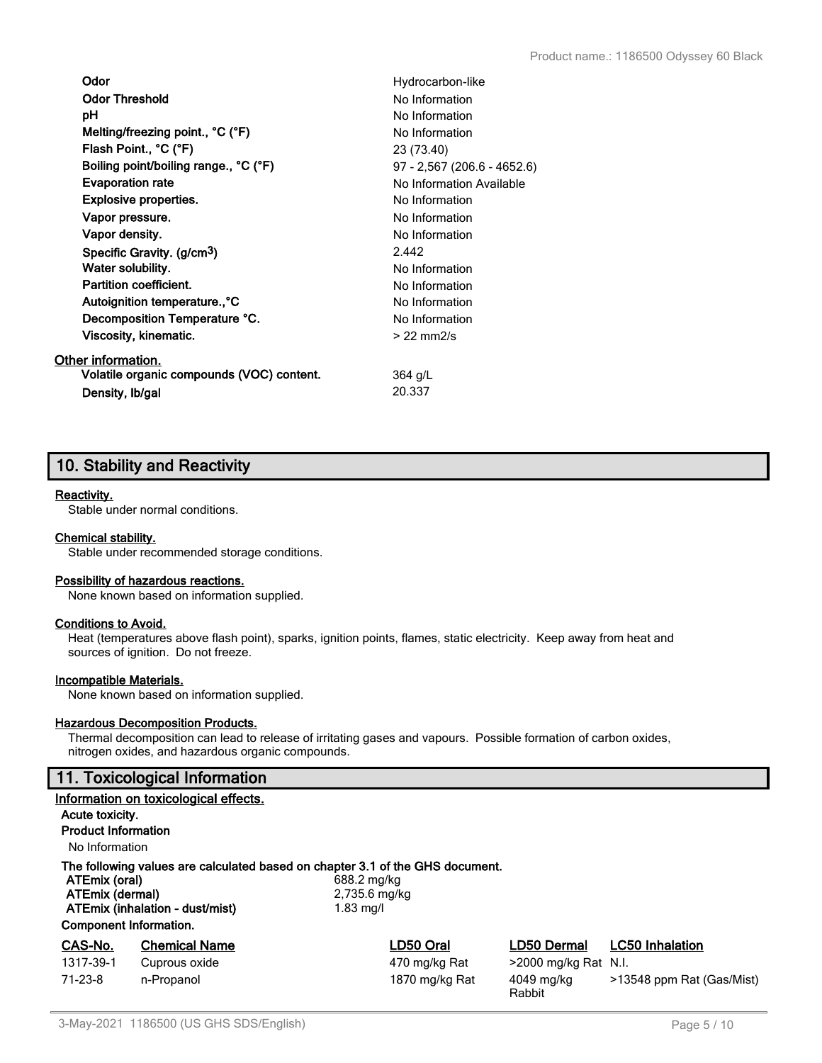| | |
|---|---|
| **Odor** | Hydrocarbon-like |
| **Odor Threshold** | No Information |
| **pH** | No Information |
| **Melting/freezing point., °C (°F)** | No Information |
| **Flash Point., °C (°F)** | 23 (73.40) |
| **Boiling point/boiling range., °C (°F)** | 97 - 2,567 (206.6 - 4652.6) |
| **Evaporation rate** | No Information Available |
| **Explosive properties.** | No Information |
| **Vapor pressure.** | No Information |
| **Vapor density.** | No Information |
| **Specific Gravity. ($g/cm^3$)** | 2.442 |
| **Water solubility.** | No Information |
| **Partition coefficient.** | No Information |
| **Autoignition temperature.,°C** | No Information |
| **Decomposition Temperature °C.** | No Information |
| **Viscosity, kinematic.** | > 22 mm2/s |

**Other information.**

| | |
|---|---|
| **Volatile organic compounds (VOC) content.** | 364 g/L |
| **Density, lb/gal** | 20.337 |

## 10. Stability and Reactivity

**Reactivity.**
Stable under normal conditions.

**Chemical stability.**
Stable under recommended storage conditions.

**Possibility of hazardous reactions.**
None known based on information supplied.

**Conditions to Avoid.**
Heat (temperatures above flash point), sparks, ignition points, flames, static electricity. Keep away from heat and sources of ignition. Do not freeze.

**Incompatible Materials.**
None known based on information supplied.

**Hazardous Decomposition Products.**
Thermal decomposition can lead to release of irritating gases and vapours. Possible formation of carbon oxides, nitrogen oxides, and hazardous organic compounds.

## 11. Toxicological Information

**Information on toxicological effects.**

**Acute toxicity.**

**Product Information**

No Information

**The following values are calculated based on chapter 3.1 of the GHS document.**

| | |
|---|---|
| **ATEmix (oral)** | 688.2 mg/kg |
| **ATEmix (dermal)** | 2,735.6 mg/kg |
| **ATEmix (inhalation - dust/mist)** | 1.83 mg/l |

**Component Information.**

| CAS-No. | Chemical Name | LD50 Oral | LD50 Dermal | LC50 Inhalation |
|---|---|---|---|---|
| 1317-39-1 | Cuprous oxide | 470 mg/kg Rat | >2000 mg/kg Rat | N.I. |
| 71-23-8 | n-Propanol | 1870 mg/kg Rat | 4049 mg/kg Rabbit | >13548 ppm Rat (Gas/Mist) |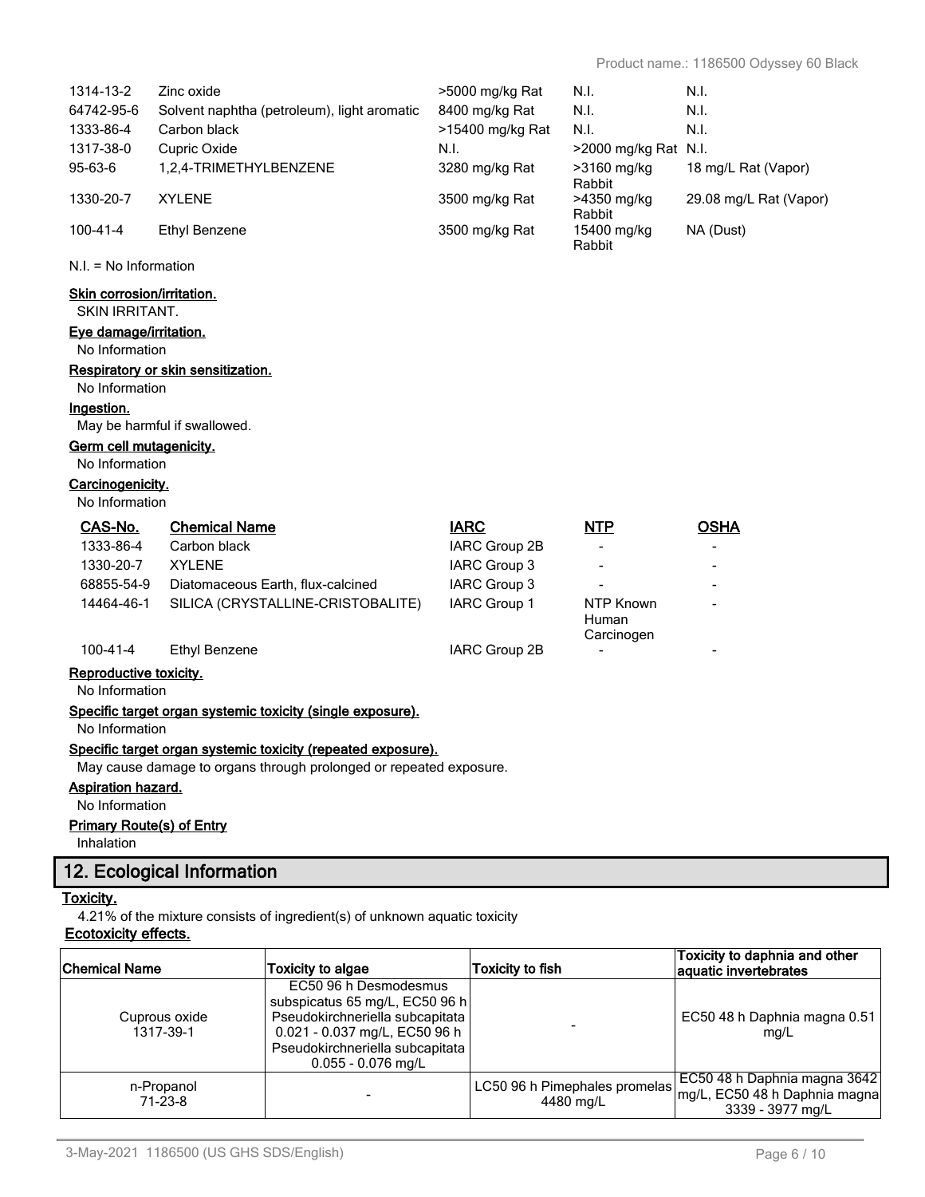| | | | | |
|---|---|---|---|---|
| 1314-13-2 | Zinc oxide | >5000 mg/kg Rat | N.I. | N.I. |
| 64742-95-6 | Solvent naphtha (petroleum), light aromatic | 8400 mg/kg Rat | N.I. | N.I. |
| 1333-86-4 | Carbon black | >15400 mg/kg Rat | N.I. | N.I. |
| 1317-38-0 | Cupric Oxide | N.I. | >2000 mg/kg Rat | N.I. |
| 95-63-6 | 1,2,4-TRIMETHYLBENZENE | 3280 mg/kg Rat | >3160 mg/kg Rabbit | 18 mg/L Rat (Vapor) |
| 1330-20-7 | XYLENE | 3500 mg/kg Rat | >4350 mg/kg Rabbit | 29.08 mg/L Rat (Vapor) |
| 100-41-4 | Ethyl Benzene | 3500 mg/kg Rat | 15400 mg/kg Rabbit | NA (Dust) |

N.I. = No Information

**Skin corrosion/irritation.**

SKIN IRRITANT.

**Eye damage/irritation.**

No Information

**Respiratory or skin sensitization.**

No Information

**Ingestion.**

May be harmful if swallowed.

**Germ cell mutagenicity.**

No Information

**Carcinogenicity.**

No Information

| CAS-No. | Chemical Name | IARC | NTP | OSHA |
|---|---|---|---|---|
| 1333-86-4 | Carbon black | IARC Group 2B | - | - |
| 1330-20-7 | XYLENE | IARC Group 3 | - | - |
| 68855-54-9 | Diatomaceous Earth, flux-calcined | IARC Group 3 | - | - |
| 14464-46-1 | SILICA (CRYSTALLINE-CRISTOBALITE) | IARC Group 1 | NTP Known Human Carcinogen | - |
| 100-41-4 | Ethyl Benzene | IARC Group 2B | - | - |

**Reproductive toxicity.**

No Information

**Specific target organ systemic toxicity (single exposure).**

No Information

**Specific target organ systemic toxicity (repeated exposure).**

May cause damage to organs through prolonged or repeated exposure.

**Aspiration hazard.**

No Information

**Primary Route(s) of Entry**

Inhalation

## 12. Ecological Information

**Toxicity.**

4.21% of the mixture consists of ingredient(s) of unknown aquatic toxicity

**Ecotoxicity effects.**

| Chemical Name | Toxicity to algae | Toxicity to fish | Toxicity to daphnia and other aquatic invertebrates |
|---|---|---|---|
| Cuprous oxide 1317-39-1 | EC50 96 h Desmodesmus subspicatus 65 mg/L, EC50 96 h Pseudokirchneriella subcapitata 0.021 - 0.037 mg/L, EC50 96 h Pseudokirchneriella subcapitata 0.055 - 0.076 mg/L | - | EC50 48 h Daphnia magna 0.51 mg/L |
| n-Propanol 71-23-8 | - | LC50 96 h Pimephales promelas 4480 mg/L | EC50 48 h Daphnia magna 3642 mg/L, EC50 48 h Daphnia magna 3339 - 3977 mg/L |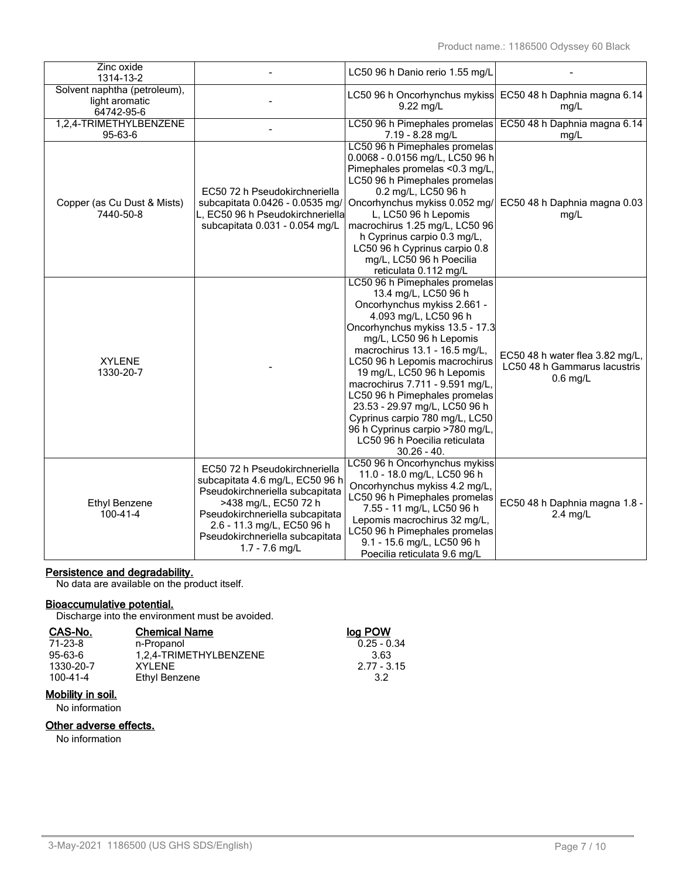| | | | |
|---|---|---|---|
| Zinc oxide<br>1314-13-2 | - | LC50 96 h Danio rerio 1.55 mg/L | - |
| Solvent naphtha (petroleum), light aromatic<br>64742-95-6 | - | LC50 96 h Oncorhynchus mykiss 9.22 mg/L | EC50 48 h Daphnia magna 6.14 mg/L |
| 1,2,4-TRIMETHYLBENZENE<br>95-63-6 | - | LC50 96 h Pimephales promelas 7.19 - 8.28 mg/L | EC50 48 h Daphnia magna 6.14 mg/L |
| Copper (as Cu Dust & Mists)<br>7440-50-8 | EC50 72 h Pseudokirchneriella subcapitata 0.0426 - 0.0535 mg/L, EC50 96 h Pseudokirchneriella subcapitata 0.031 - 0.054 mg/L | LC50 96 h Pimephales promelas 0.0068 - 0.0156 mg/L, LC50 96 h Pimephales promelas <0.3 mg/L, LC50 96 h Pimephales promelas 0.2 mg/L, LC50 96 h Oncorhynchus mykiss 0.052 mg/L, LC50 96 h Lepomis macrochirus 1.25 mg/L, LC50 96 h Cyprinus carpio 0.3 mg/L, LC50 96 h Cyprinus carpio 0.8 mg/L, LC50 96 h Poecilia reticulata 0.112 mg/L | EC50 48 h Daphnia magna 0.03 mg/L |
| XYLENE<br>1330-20-7 | - | LC50 96 h Pimephales promelas 13.4 mg/L, LC50 96 h Oncorhynchus mykiss 2.661 - 4.093 mg/L, LC50 96 h Oncorhynchus mykiss 13.5 - 17.3 mg/L, LC50 96 h Lepomis macrochirus 13.1 - 16.5 mg/L, LC50 96 h Lepomis macrochirus 19 mg/L, LC50 96 h Lepomis macrochirus 7.711 - 9.591 mg/L, LC50 96 h Pimephales promelas 23.53 - 29.97 mg/L, LC50 96 h Cyprinus carpio 780 mg/L, LC50 96 h Cyprinus carpio >780 mg/L, LC50 96 h Poecilia reticulata 30.26 - 40. | EC50 48 h water flea 3.82 mg/L, LC50 48 h Gammarus lacustris 0.6 mg/L |
| Ethyl Benzene<br>100-41-4 | EC50 72 h Pseudokirchneriella subcapitata 4.6 mg/L, EC50 96 h Pseudokirchneriella subcapitata >438 mg/L, EC50 72 h Pseudokirchneriella subcapitata 2.6 - 11.3 mg/L, EC50 96 h Pseudokirchneriella subcapitata 1.7 - 7.6 mg/L | LC50 96 h Oncorhynchus mykiss 11.0 - 18.0 mg/L, LC50 96 h Oncorhynchus mykiss 4.2 mg/L, LC50 96 h Pimephales promelas 7.55 - 11 mg/L, LC50 96 h Lepomis macrochirus 32 mg/L, LC50 96 h Pimephales promelas 9.1 - 15.6 mg/L, LC50 96 h Poecilia reticulata 9.6 mg/L | EC50 48 h Daphnia magna 1.8 - 2.4 mg/L |

**Persistence and degradability.**

No data are available on the product itself.

**Bioaccumulative potential.**

Discharge into the environment must be avoided.

| CAS-No. | Chemical Name | log POW |
|---|---|---|
| 71-23-8 | n-Propanol | 0.25 - 0.34 |
| 95-63-6 | 1,2,4-TRIMETHYLBENZENE | 3.63 |
| 1330-20-7 | XYLENE | 2.77 - 3.15 |
| 100-41-4 | Ethyl Benzene | 3.2 |

**Mobility in soil.**

No information

**Other adverse effects.**

No information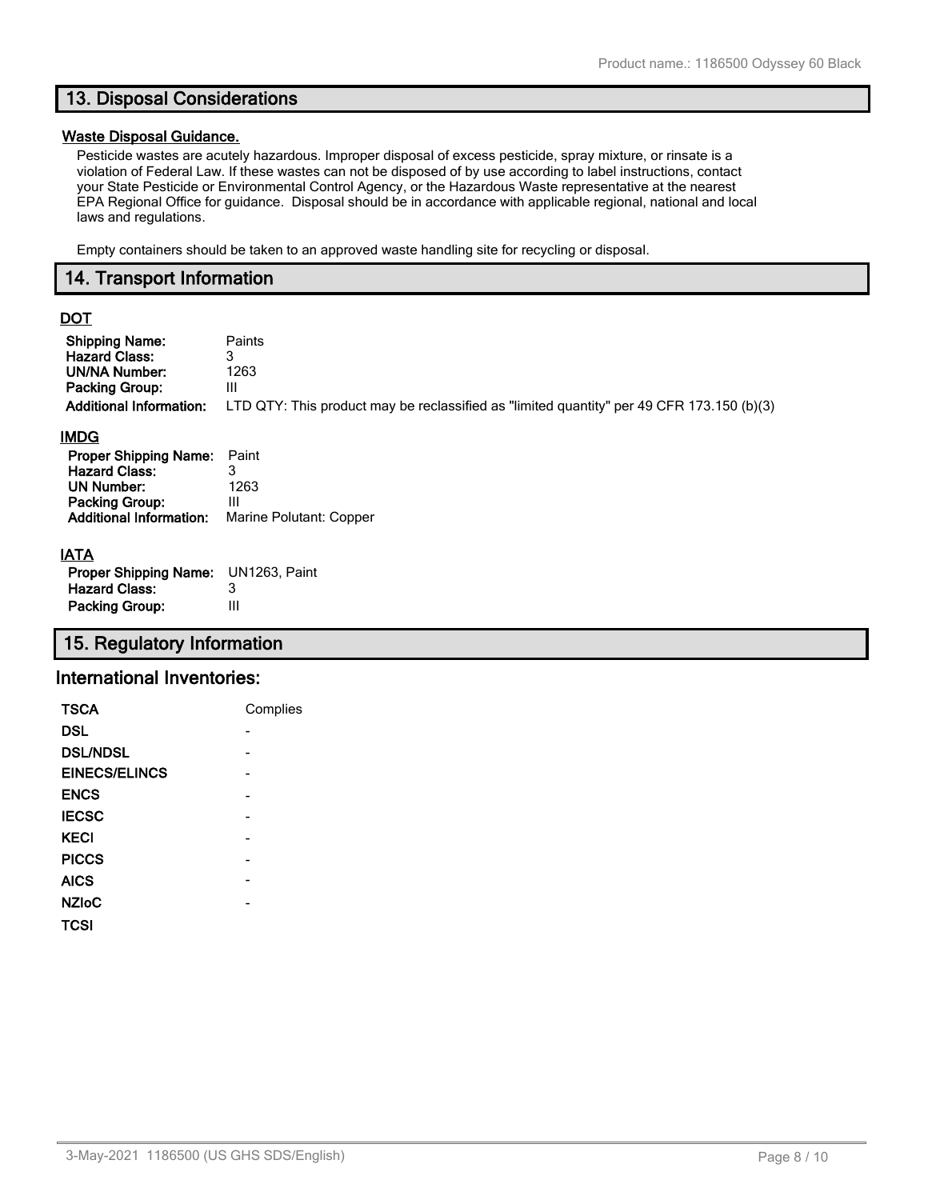## 13. Disposal Considerations

**Waste Disposal Guidance.**

Pesticide wastes are acutely hazardous. Improper disposal of excess pesticide, spray mixture, or rinsate is a violation of Federal Law. If these wastes can not be disposed of by use according to label instructions, contact your State Pesticide or Environmental Control Agency, or the Hazardous Waste representative at the nearest EPA Regional Office for guidance. Disposal should be in accordance with applicable regional, national and local laws and regulations.

Empty containers should be taken to an approved waste handling site for recycling or disposal.

## 14. Transport Information

**DOT**

| | |
|---|---|
| **Shipping Name:** | Paints |
| **Hazard Class:** | 3 |
| **UN/NA Number:** | 1263 |
| **Packing Group:** | III |
| **Additional Information:** | LTD QTY: This product may be reclassified as "limited quantity" per 49 CFR 173.150 (b)(3) |

**IMDG**

| | |
|---|---|
| **Proper Shipping Name:** | Paint |
| **Hazard Class:** | 3 |
| **UN Number:** | 1263 |
| **Packing Group:** | III |
| **Additional Information:** | Marine Polutant: Copper |

**IATA**

| | |
|---|---|
| **Proper Shipping Name:** | UN1263, Paint |
| **Hazard Class:** | 3 |
| **Packing Group:** | III |

## 15. Regulatory Information

### International Inventories:

| | |
|---|---|
| **TSCA** | Complies |
| **DSL** | - |
| **DSL/NDSL** | - |
| **EINECS/ELINCS** | - |
| **ENCS** | - |
| **IECSC** | - |
| **KECI** | - |
| **PICCS** | - |
| **AICS** | - |
| **NZIoC** | - |
| **TCSI** | |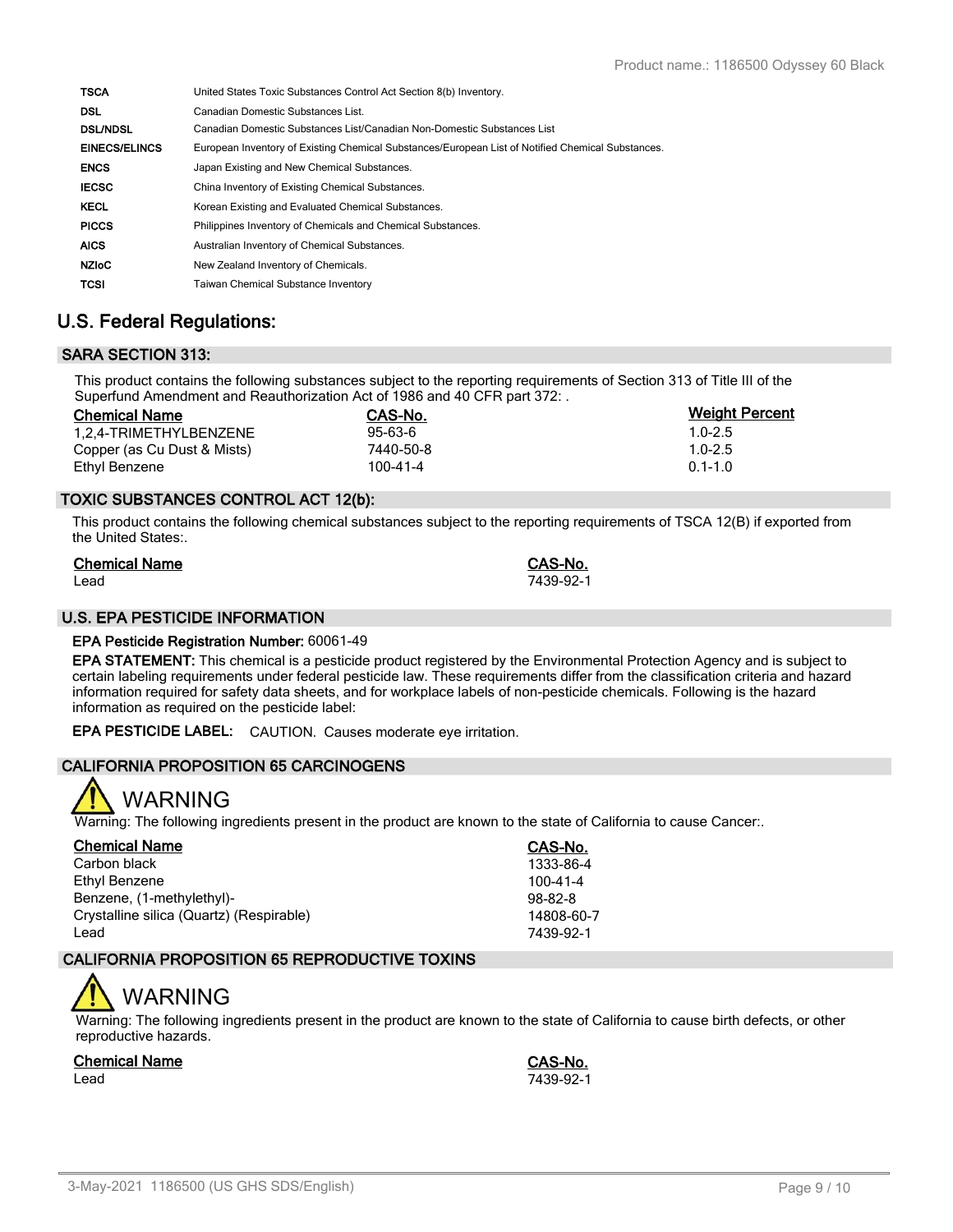| | |
|---|---|
| **TSCA** | United States Toxic Substances Control Act Section 8(b) Inventory. |
| **DSL** | Canadian Domestic Substances List. |
| **DSL/NDSL** | Canadian Domestic Substances List/Canadian Non-Domestic Substances List |
| **EINECS/ELINCS** | European Inventory of Existing Chemical Substances/European List of Notified Chemical Substances. |
| **ENCS** | Japan Existing and New Chemical Substances. |
| **IECSC** | China Inventory of Existing Chemical Substances. |
| **KECL** | Korean Existing and Evaluated Chemical Substances. |
| **PICCS** | Philippines Inventory of Chemicals and Chemical Substances. |
| **AICS** | Australian Inventory of Chemical Substances. |
| **NZIoC** | New Zealand Inventory of Chemicals. |
| **TCSI** | Taiwan Chemical Substance Inventory |

## U.S. Federal Regulations:

### SARA SECTION 313:

This product contains the following substances subject to the reporting requirements of Section 313 of Title III of the Superfund Amendment and Reauthorization Act of 1986 and 40 CFR part 372: .

| Chemical Name | CAS-No. | Weight Percent |
|---|---|---|
| 1,2,4-TRIMETHYLBENZENE | 95-63-6 | 1.0-2.5 |
| Copper (as Cu Dust & Mists) | 7440-50-8 | 1.0-2.5 |
| Ethyl Benzene | 100-41-4 | 0.1-1.0 |

### TOXIC SUBSTANCES CONTROL ACT 12(b):

This product contains the following chemical substances subject to the reporting requirements of TSCA 12(B) if exported from the United States:.

| Chemical Name | CAS-No. |
|---|---|
| Lead | 7439-92-1 |

### U.S. EPA PESTICIDE INFORMATION

**EPA Pesticide Registration Number:** 60061-49

**EPA STATEMENT:** This chemical is a pesticide product registered by the Environmental Protection Agency and is subject to certain labeling requirements under federal pesticide law. These requirements differ from the classification criteria and hazard information required for safety data sheets, and for workplace labels of non-pesticide chemicals. Following is the hazard information as required on the pesticide label:

**EPA PESTICIDE LABEL:** CAUTION. Causes moderate eye irritation.

### CALIFORNIA PROPOSITION 65 CARCINOGENS

WARNING

Warning: The following ingredients present in the product are known to the state of California to cause Cancer:.

| Chemical Name | CAS-No. |
|---|---|
| Carbon black | 1333-86-4 |
| Ethyl Benzene | 100-41-4 |
| Benzene, (1-methylethyl)- | 98-82-8 |
| Crystalline silica (Quartz) (Respirable) | 14808-60-7 |
| Lead | 7439-92-1 |

### CALIFORNIA PROPOSITION 65 REPRODUCTIVE TOXINS

WARNING

Warning: The following ingredients present in the product are known to the state of California to cause birth defects, or other reproductive hazards.

| Chemical Name | CAS-No. |
|---|---|
| Lead | 7439-92-1 |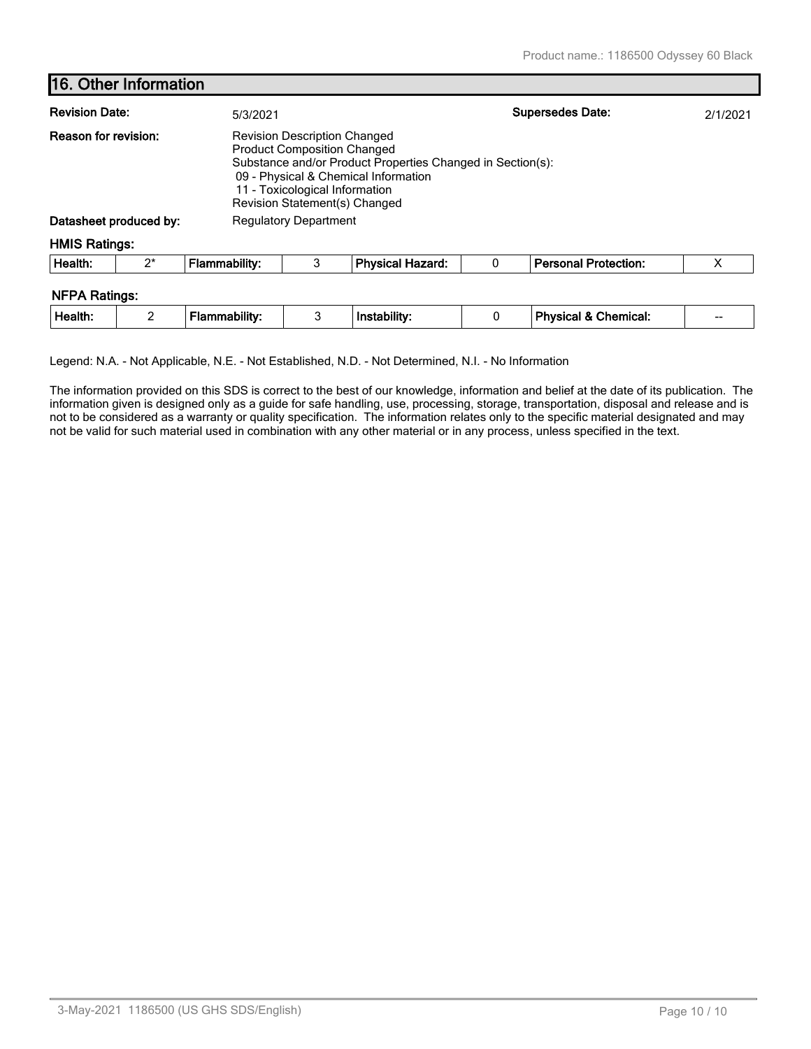## 16. Other Information

**Revision Date:** 5/3/2021 **Supersedes Date:** 2/1/2021

**Reason for revision:** Revision Description Changed
Product Composition Changed
Substance and/or Product Properties Changed in Section(s):
09 - Physical & Chemical Information
11 - Toxicological Information
Revision Statement(s) Changed

**Datasheet produced by:** Regulatory Department

**HMIS Ratings:**

| | | | | | | | |
|---|---|---|---|---|---|---|---|
| **Health:** | 2* | **Flammability:** | 3 | **Physical Hazard:** | 0 | **Personal Protection:** | X |

**NFPA Ratings:**

| | | | | | | | |
|---|---|---|---|---|---|---|---|
| **Health:** | 2 | **Flammability:** | 3 | **Instability:** | 0 | **Physical & Chemical:** | -- |

Legend: N.A. - Not Applicable, N.E. - Not Established, N.D. - Not Determined, N.I. - No Information

The information provided on this SDS is correct to the best of our knowledge, information and belief at the date of its publication. The information given is designed only as a guide for safe handling, use, processing, storage, transportation, disposal and release and is not to be considered as a warranty or quality specification. The information relates only to the specific material designated and may not be valid for such material used in combination with any other material or in any process, unless specified in the text.